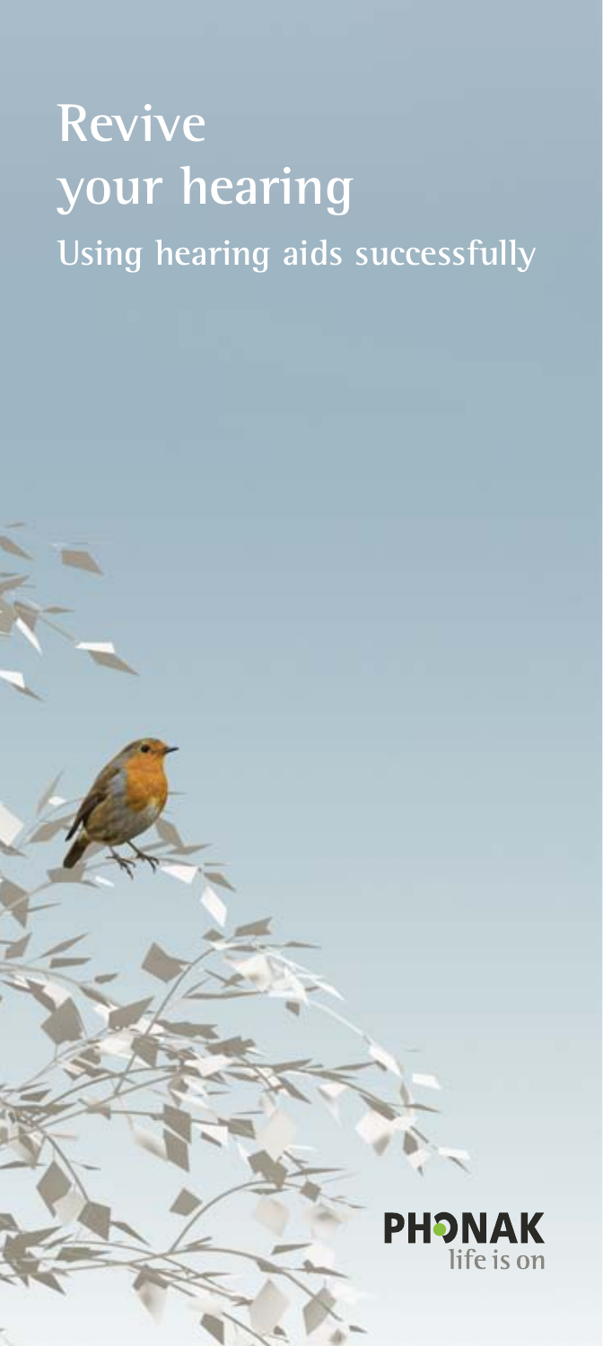# Revive your hearing

## Using hearing aids successfully

PHONAK

life is on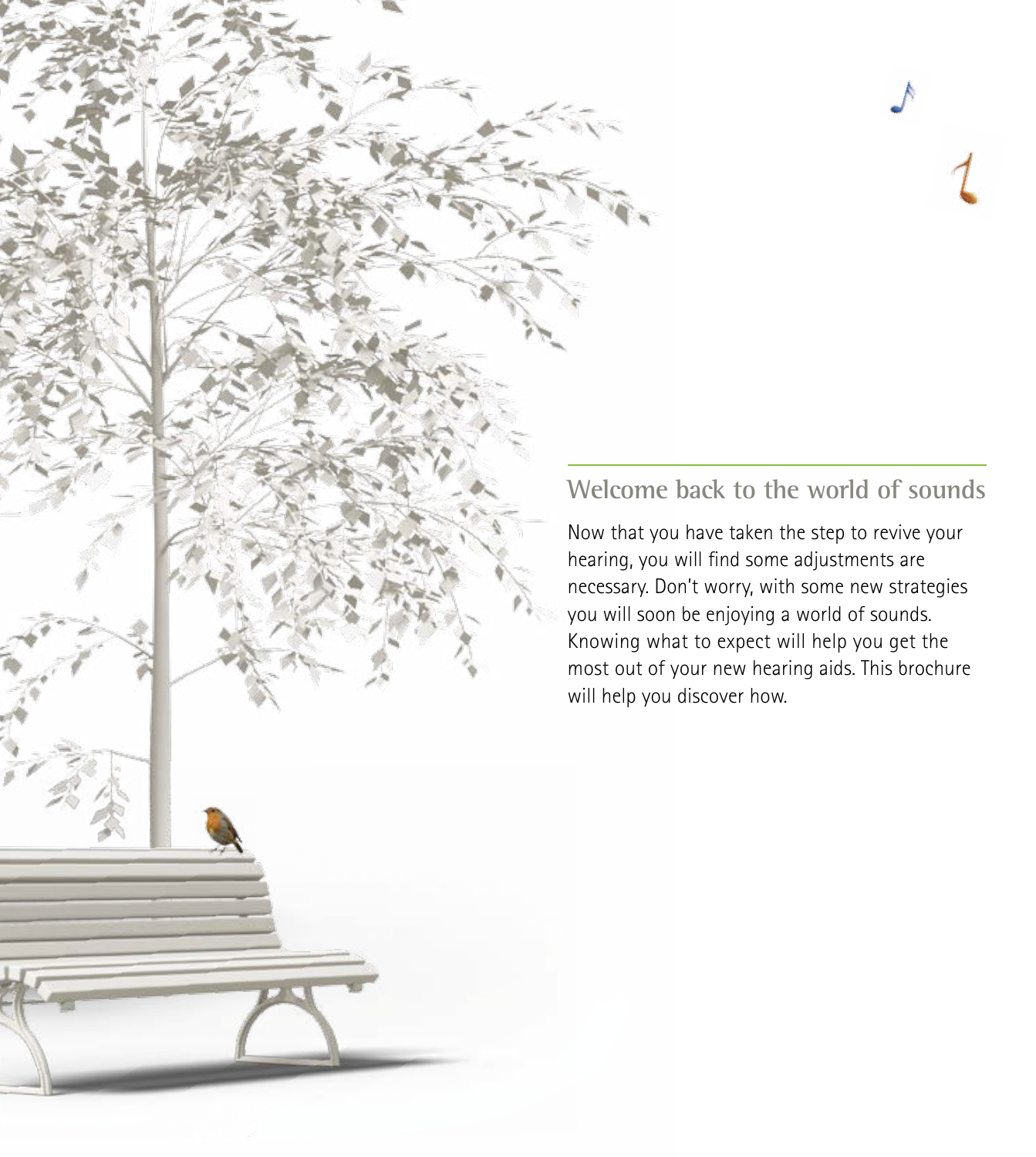## Welcome back to the world of sounds

Now that you have taken the step to revive your hearing, you will find some adjustments are necessary. Don't worry, with some new strategies you will soon be enjoying a world of sounds. Knowing what to expect will help you get the most out of your new hearing aids. This brochure will help you discover how.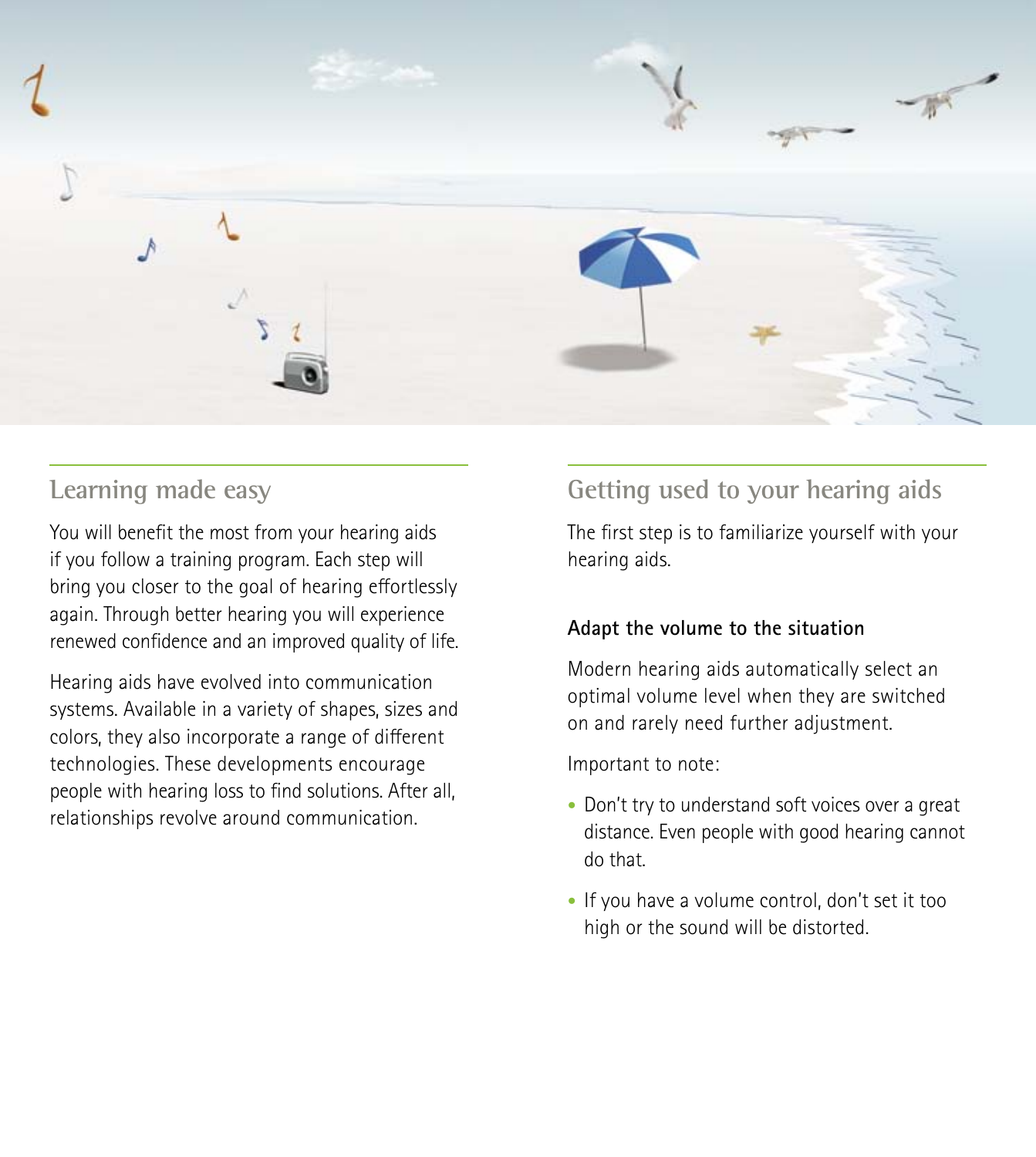## Learning made easy

You will benefit the most from your hearing aids if you follow a training program. Each step will bring you closer to the goal of hearing effortlessly again. Through better hearing you will experience renewed confidence and an improved quality of life.

Hearing aids have evolved into communication systems. Available in a variety of shapes, sizes and colors, they also incorporate a range of different technologies. These developments encourage people with hearing loss to find solutions. After all, relationships revolve around communication.

## Getting used to your hearing aids

The first step is to familiarize yourself with your hearing aids.

### Adapt the volume to the situation

Modern hearing aids automatically select an optimal volume level when they are switched on and rarely need further adjustment.

Important to note:

- Don't try to understand soft voices over a great distance. Even people with good hearing cannot do that.
- If you have a volume control, don't set it too high or the sound will be distorted.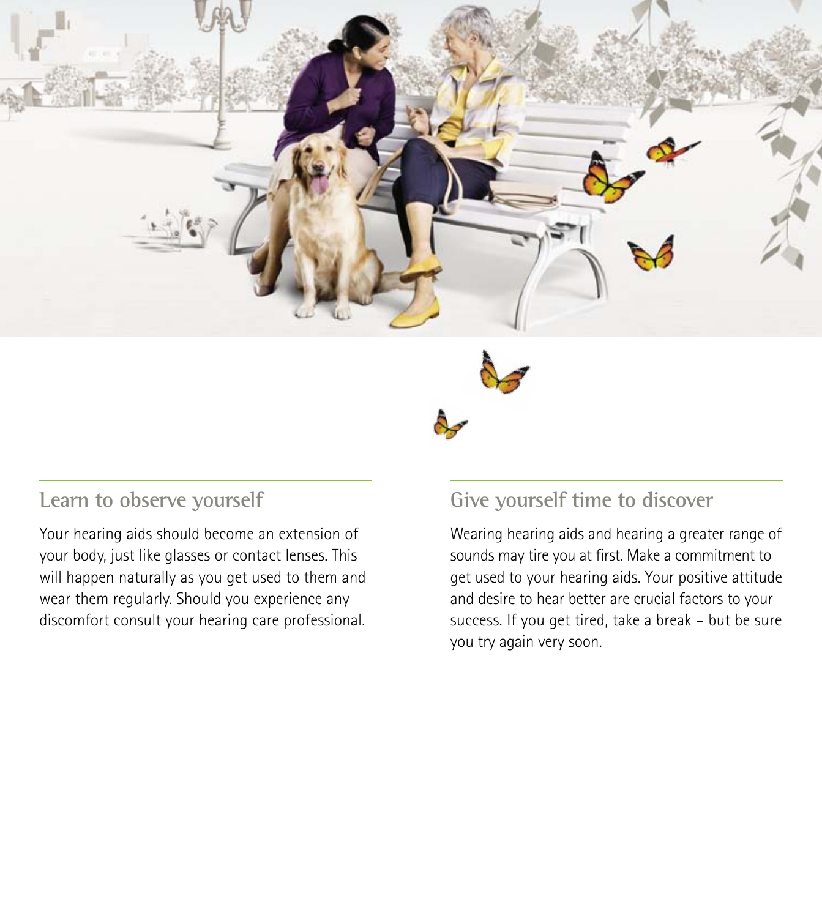## Learn to observe yourself

Your hearing aids should become an extension of your body, just like glasses or contact lenses. This will happen naturally as you get used to them and wear them regularly. Should you experience any discomfort consult your hearing care professional.

## Give yourself time to discover

Wearing hearing aids and hearing a greater range of sounds may tire you at first. Make a commitment to get used to your hearing aids. Your positive attitude and desire to hear better are crucial factors to your success. If you get tired, take a break – but be sure you try again very soon.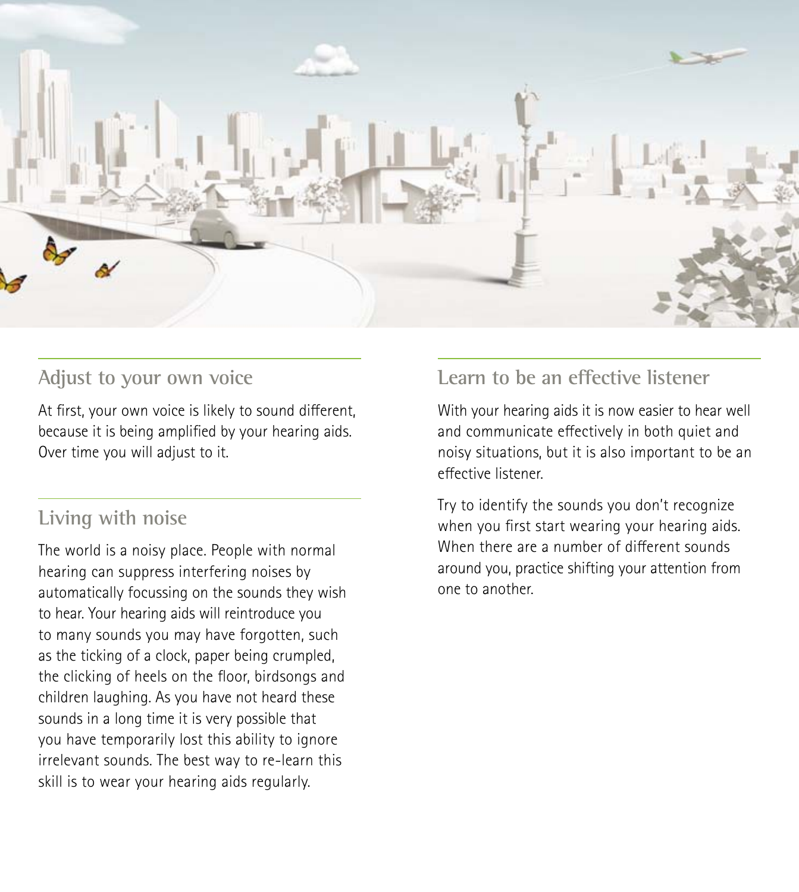## Adjust to your own voice

At first, your own voice is likely to sound different, because it is being amplified by your hearing aids. Over time you will adjust to it.

## Living with noise

The world is a noisy place. People with normal hearing can suppress interfering noises by automatically focussing on the sounds they wish to hear. Your hearing aids will reintroduce you to many sounds you may have forgotten, such as the ticking of a clock, paper being crumpled, the clicking of heels on the floor, birdsongs and children laughing. As you have not heard these sounds in a long time it is very possible that you have temporarily lost this ability to ignore irrelevant sounds. The best way to re-learn this skill is to wear your hearing aids regularly.

## Learn to be an effective listener

With your hearing aids it is now easier to hear well and communicate effectively in both quiet and noisy situations, but it is also important to be an effective listener.

Try to identify the sounds you don't recognize when you first start wearing your hearing aids. When there are a number of different sounds around you, practice shifting your attention from one to another.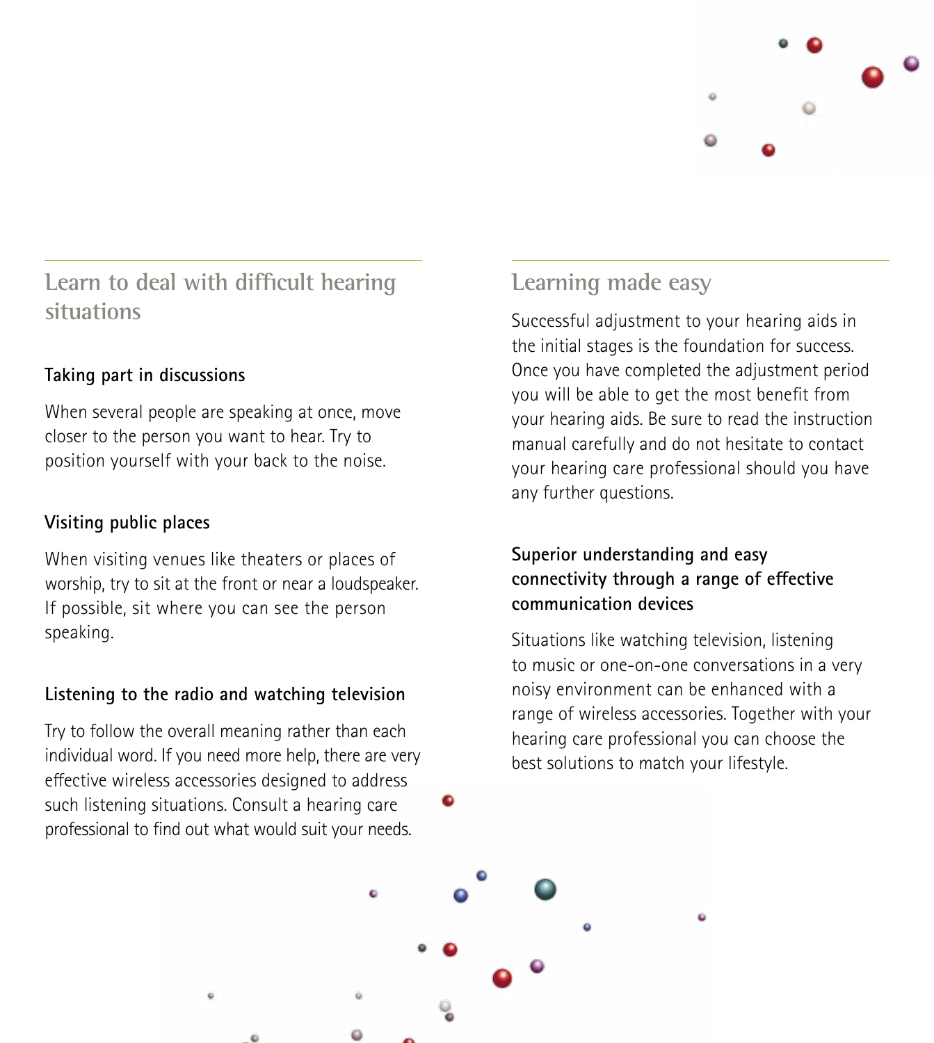## Learn to deal with difficult hearing situations

### Taking part in discussions

When several people are speaking at once, move closer to the person you want to hear. Try to position yourself with your back to the noise.

### Visiting public places

When visiting venues like theaters or places of worship, try to sit at the front or near a loudspeaker. If possible, sit where you can see the person speaking.

### Listening to the radio and watching television

Try to follow the overall meaning rather than each individual word. If you need more help, there are very effective wireless accessories designed to address such listening situations. Consult a hearing care professional to find out what would suit your needs.

## Learning made easy

Successful adjustment to your hearing aids in the initial stages is the foundation for success. Once you have completed the adjustment period you will be able to get the most benefit from your hearing aids. Be sure to read the instruction manual carefully and do not hesitate to contact your hearing care professional should you have any further questions.

### Superior understanding and easy connectivity through a range of effective communication devices

Situations like watching television, listening to music or one-on-one conversations in a very noisy environment can be enhanced with a range of wireless accessories. Together with your hearing care professional you can choose the best solutions to match your lifestyle.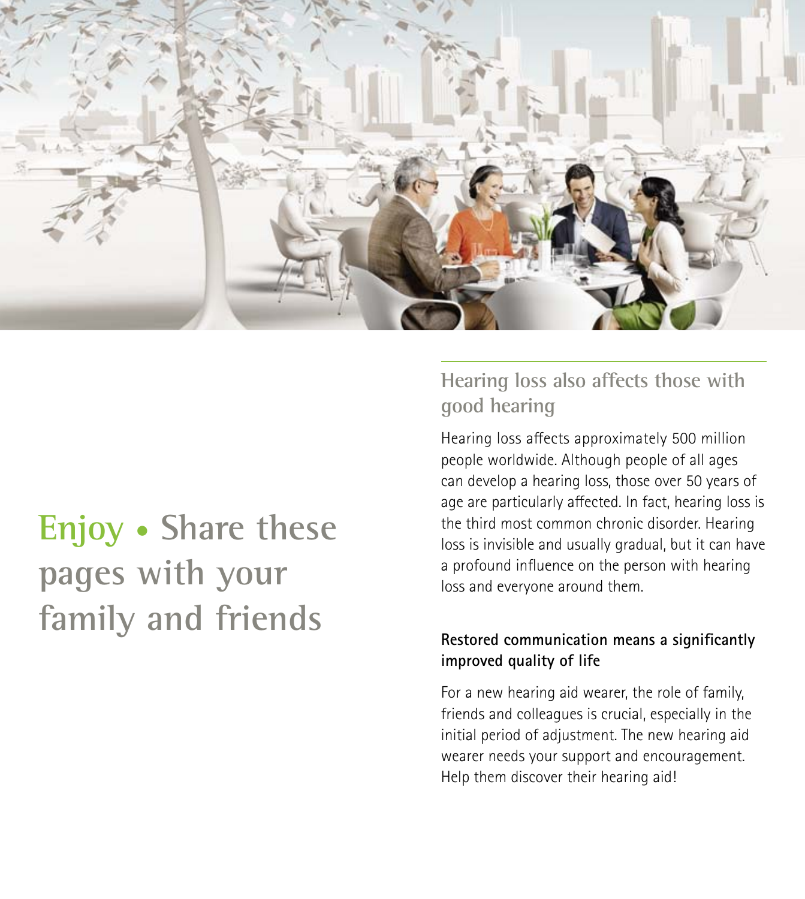# Enjoy • Share these pages with your family and friends

## Hearing loss also affects those with good hearing

Hearing loss affects approximately 500 million people worldwide. Although people of all ages can develop a hearing loss, those over 50 years of age are particularly affected. In fact, hearing loss is the third most common chronic disorder. Hearing loss is invisible and usually gradual, but it can have a profound influence on the person with hearing loss and everyone around them.

**Restored communication means a significantly improved quality of life**

For a new hearing aid wearer, the role of family, friends and colleagues is crucial, especially in the initial period of adjustment. The new hearing aid wearer needs your support and encouragement. Help them discover their hearing aid!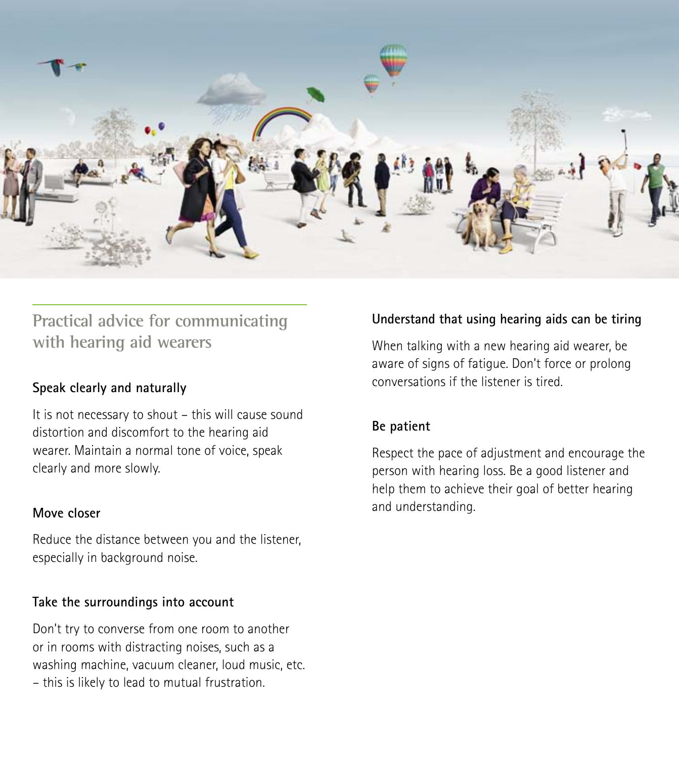## Practical advice for communicating with hearing aid wearers

### Speak clearly and naturally

It is not necessary to shout – this will cause sound distortion and discomfort to the hearing aid wearer. Maintain a normal tone of voice, speak clearly and more slowly.

### Move closer

Reduce the distance between you and the listener, especially in background noise.

### Take the surroundings into account

Don't try to converse from one room to another or in rooms with distracting noises, such as a washing machine, vacuum cleaner, loud music, etc. – this is likely to lead to mutual frustration.

### Understand that using hearing aids can be tiring

When talking with a new hearing aid wearer, be aware of signs of fatigue. Don't force or prolong conversations if the listener is tired.

### Be patient

Respect the pace of adjustment and encourage the person with hearing loss. Be a good listener and help them to achieve their goal of better hearing and understanding.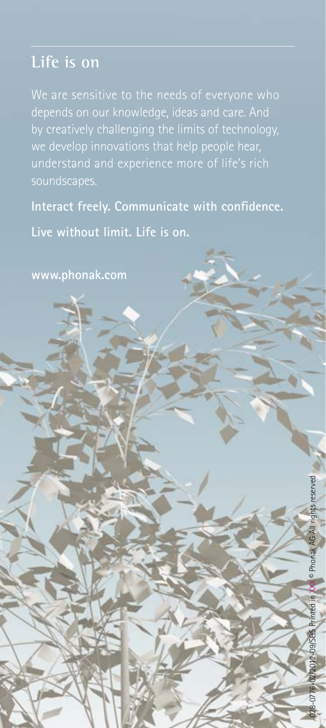## Life is on

We are sensitive to the needs of everyone who depends on our knowledge, ideas and care. And by creatively challenging the limits of technology, we develop innovations that help people hear, understand and experience more of life's rich soundscapes.

**Interact freely. Communicate with confidence.**

**Live without limit. Life is on.**

**www.phonak.com**

028-0776-02/2012-09/SetS Printed in XXX © Phonak AG All rights reserved